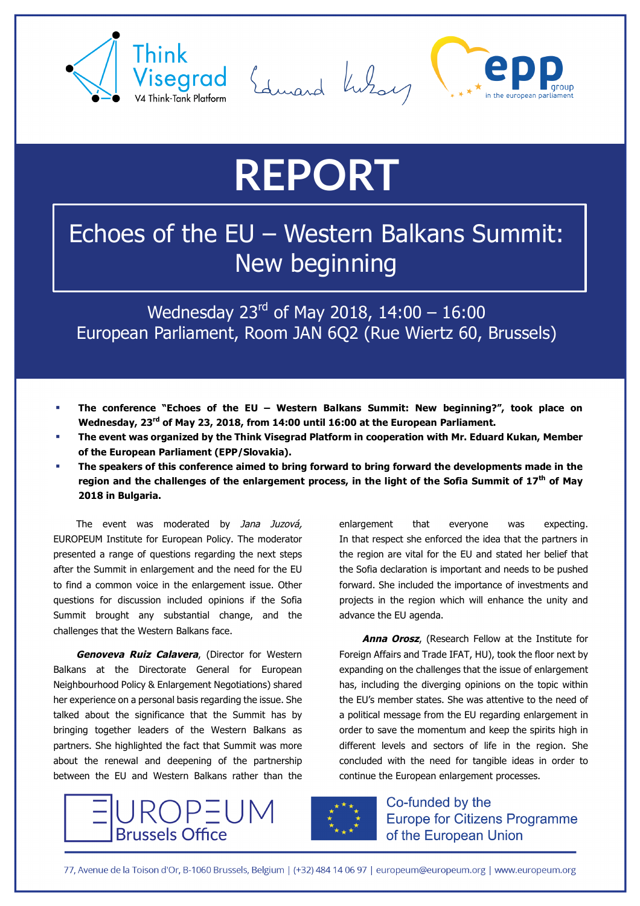Think Visegrad
V4 Think-Tank Platform

# REPORT

## Echoes of the EU – Western Balkans Summit: New beginning

Wednesday 23rd of May 2018, 14:00 – 16:00
European Parliament, Room JAN 6Q2 (Rue Wiertz 60, Brussels)

- **The conference "Echoes of the EU – Western Balkans Summit: New beginning?", took place on Wednesday, 23rd of May 23, 2018, from 14:00 until 16:00 at the European Parliament.**
- **The event was organized by the Think Visegrad Platform in cooperation with Mr. Eduard Kukan, Member of the European Parliament (EPP/Slovakia).**
- **The speakers of this conference aimed to bring forward to bring forward the developments made in the region and the challenges of the enlargement process, in the light of the Sofia Summit of 17th of May 2018 in Bulgaria.**

The event was moderated by *Jana Juzová,* EUROPEUM Institute for European Policy. The moderator presented a range of questions regarding the next steps after the Summit in enlargement and the need for the EU to find a common voice in the enlargement issue. Other questions for discussion included opinions if the Sofia Summit brought any substantial change, and the challenges that the Western Balkans face.

***Genoveva Ruiz Calavera***, (Director for Western Balkans at the Directorate General for European Neighbourhood Policy & Enlargement Negotiations) shared her experience on a personal basis regarding the issue. She talked about the significance that the Summit has by bringing together leaders of the Western Balkans as partners. She highlighted the fact that Summit was more about the renewal and deepening of the partnership between the EU and Western Balkans rather than the enlargement that everyone was expecting. In that respect she enforced the idea that the partners in the region are vital for the EU and stated her belief that the Sofia declaration is important and needs to be pushed forward. She included the importance of investments and projects in the region which will enhance the unity and advance the EU agenda.

***Anna Orosz***, (Research Fellow at the Institute for Foreign Affairs and Trade IFAT, HU), took the floor next by expanding on the challenges that the issue of enlargement has, including the diverging opinions on the topic within the EU's member states. She was attentive to the need of a political message from the EU regarding enlargement in order to save the momentum and keep the spirits high in different levels and sectors of life in the region. She concluded with the need for tangible ideas in order to continue the European enlargement processes.

EUROPEUM Brussels Office

Co-funded by the Europe for Citizens Programme of the European Union

77, Avenue de la Toison d'Or, B-1060 Brussels, Belgium | (+32) 484 14 06 97 | europeum@europeum.org | www.europeum.org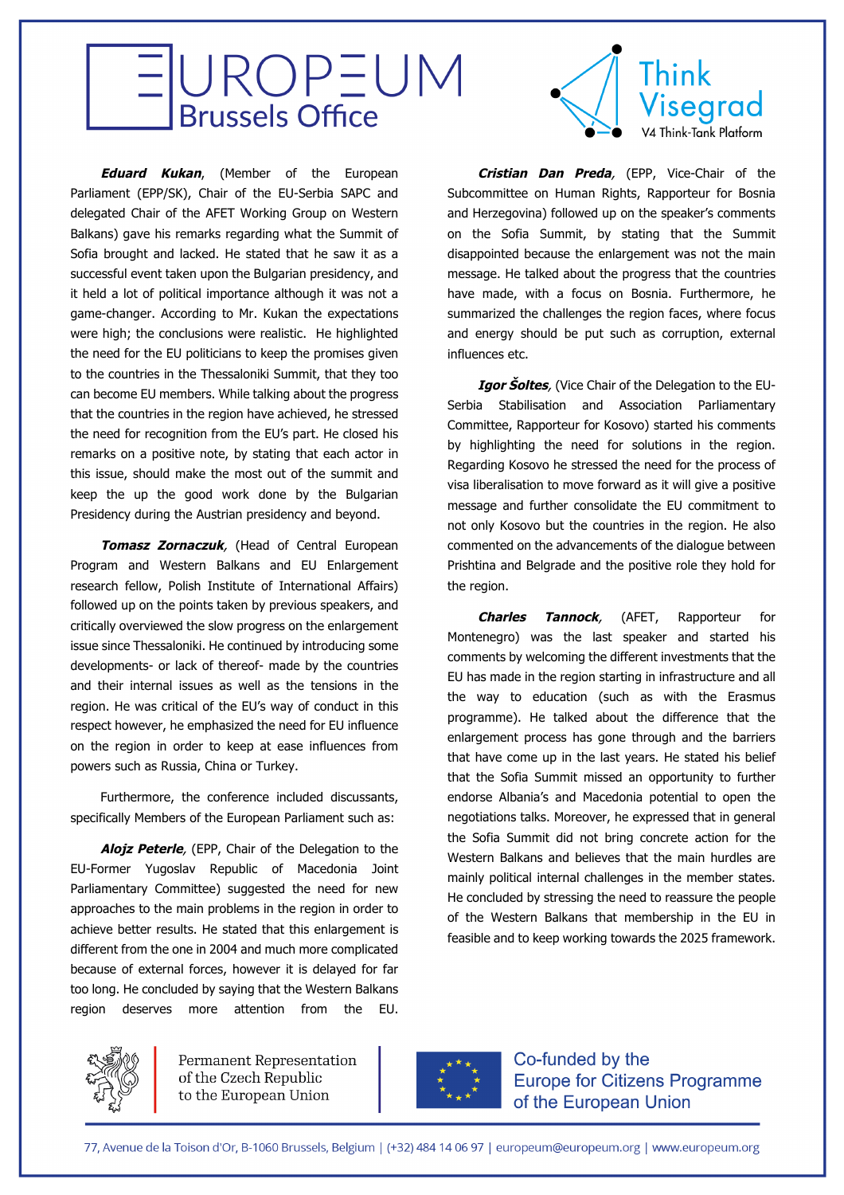***Eduard Kukan***, (Member of the European Parliament (EPP/SK), Chair of the EU-Serbia SAPC and delegated Chair of the AFET Working Group on Western Balkans) gave his remarks regarding what the Summit of Sofia brought and lacked. He stated that he saw it as a successful event taken upon the Bulgarian presidency, and it held a lot of political importance although it was not a game-changer. According to Mr. Kukan the expectations were high; the conclusions were realistic. He highlighted the need for the EU politicians to keep the promises given to the countries in the Thessaloniki Summit, that they too can become EU members. While talking about the progress that the countries in the region have achieved, he stressed the need for recognition from the EU's part. He closed his remarks on a positive note, by stating that each actor in this issue, should make the most out of the summit and keep the up the good work done by the Bulgarian Presidency during the Austrian presidency and beyond.

***Tomasz Zornaczuk,*** (Head of Central European Program and Western Balkans and EU Enlargement research fellow, Polish Institute of International Affairs) followed up on the points taken by previous speakers, and critically overviewed the slow progress on the enlargement issue since Thessaloniki. He continued by introducing some developments- or lack of thereof- made by the countries and their internal issues as well as the tensions in the region. He was critical of the EU's way of conduct in this respect however, he emphasized the need for EU influence on the region in order to keep at ease influences from powers such as Russia, China or Turkey.

Furthermore, the conference included discussants, specifically Members of the European Parliament such as:

***Alojz Peterle,*** (EPP, Chair of the Delegation to the EU-Former Yugoslav Republic of Macedonia Joint Parliamentary Committee) suggested the need for new approaches to the main problems in the region in order to achieve better results. He stated that this enlargement is different from the one in 2004 and much more complicated because of external forces, however it is delayed for far too long. He concluded by saying that the Western Balkans region deserves more attention from the EU.

***Cristian Dan Preda,*** (EPP, Vice-Chair of the Subcommittee on Human Rights, Rapporteur for Bosnia and Herzegovina) followed up on the speaker's comments on the Sofia Summit, by stating that the Summit disappointed because the enlargement was not the main message. He talked about the progress that the countries have made, with a focus on Bosnia. Furthermore, he summarized the challenges the region faces, where focus and energy should be put such as corruption, external influences etc.

***Igor Šoltes,*** (Vice Chair of the Delegation to the EU-Serbia Stabilisation and Association Parliamentary Committee, Rapporteur for Kosovo) started his comments by highlighting the need for solutions in the region. Regarding Kosovo he stressed the need for the process of visa liberalisation to move forward as it will give a positive message and further consolidate the EU commitment to not only Kosovo but the countries in the region. He also commented on the advancements of the dialogue between Prishtina and Belgrade and the positive role they hold for the region.

***Charles Tannock,*** (AFET, Rapporteur for Montenegro) was the last speaker and started his comments by welcoming the different investments that the EU has made in the region starting in infrastructure and all the way to education (such as with the Erasmus programme). He talked about the difference that the enlargement process has gone through and the barriers that have come up in the last years. He stated his belief that the Sofia Summit missed an opportunity to further endorse Albania's and Macedonia potential to open the negotiations talks. Moreover, he expressed that in general the Sofia Summit did not bring concrete action for the Western Balkans and believes that the main hurdles are mainly political internal challenges in the member states. He concluded by stressing the need to reassure the people of the Western Balkans that membership in the EU in feasible and to keep working towards the 2025 framework.

Permanent Representation of the Czech Republic to the European Union

Co-funded by the Europe for Citizens Programme of the European Union

77, Avenue de la Toison d'Or, B-1060 Brussels, Belgium | (+32) 484 14 06 97 | europeum@europeum.org | www.europeum.org